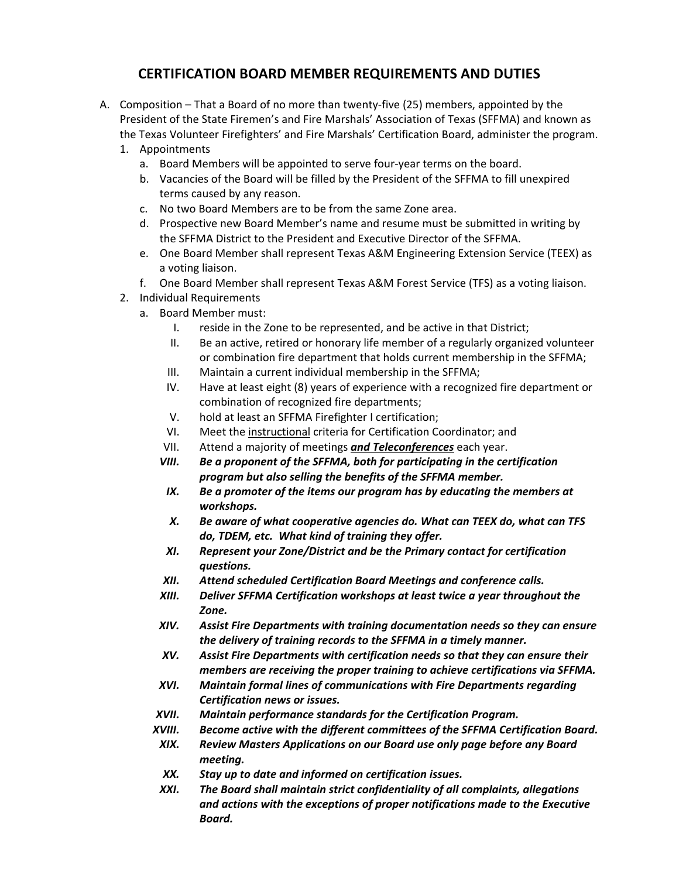# CERTIFICATION BOARD MEMBER REQUIREMENTS AND DUTIES

A. Composition – That a Board of no more than twenty-five (25) members, appointed by the President of the State Firemen's and Fire Marshals' Association of Texas (SFFMA) and known as the Texas Volunteer Firefighters' and Fire Marshals' Certification Board, administer the program.

1. Appointments
   a. Board Members will be appointed to serve four-year terms on the board.
   b. Vacancies of the Board will be filled by the President of the SFFMA to fill unexpired terms caused by any reason.
   c. No two Board Members are to be from the same Zone area.
   d. Prospective new Board Member's name and resume must be submitted in writing by the SFFMA District to the President and Executive Director of the SFFMA.
   e. One Board Member shall represent Texas A&M Engineering Extension Service (TEEX) as a voting liaison.
   f. One Board Member shall represent Texas A&M Forest Service (TFS) as a voting liaison.
2. Individual Requirements
   a. Board Member must:
      I. reside in the Zone to be represented, and be active in that District;
      II. Be an active, retired or honorary life member of a regularly organized volunteer or combination fire department that holds current membership in the SFFMA;
      III. Maintain a current individual membership in the SFFMA;
      IV. Have at least eight (8) years of experience with a recognized fire department or combination of recognized fire departments;
      V. hold at least an SFFMA Firefighter I certification;
      VI. Meet the <u>instructional</u> criteria for Certification Coordinator; and
      VII. Attend a majority of meetings ***<u>and Teleconferences</u>*** each year.
      ***VIII. Be a proponent of the SFFMA, both for participating in the certification program but also selling the benefits of the SFFMA member.***
      ***IX. Be a promoter of the items our program has by educating the members at workshops.***
      ***X. Be aware of what cooperative agencies do. What can TEEX do, what can TFS do, TDEM, etc. What kind of training they offer.***
      ***XI. Represent your Zone/District and be the Primary contact for certification questions.***
      ***XII. Attend scheduled Certification Board Meetings and conference calls.***
      ***XIII. Deliver SFFMA Certification workshops at least twice a year throughout the Zone.***
      ***XIV. Assist Fire Departments with training documentation needs so they can ensure the delivery of training records to the SFFMA in a timely manner.***
      ***XV. Assist Fire Departments with certification needs so that they can ensure their members are receiving the proper training to achieve certifications via SFFMA.***
      ***XVI. Maintain formal lines of communications with Fire Departments regarding Certification news or issues.***
      ***XVII. Maintain performance standards for the Certification Program.***
      ***XVIII. Become active with the different committees of the SFFMA Certification Board.***
      ***XIX. Review Masters Applications on our Board use only page before any Board meeting.***
      ***XX. Stay up to date and informed on certification issues.***
      ***XXI. The Board shall maintain strict confidentiality of all complaints, allegations and actions with the exceptions of proper notifications made to the Executive Board.***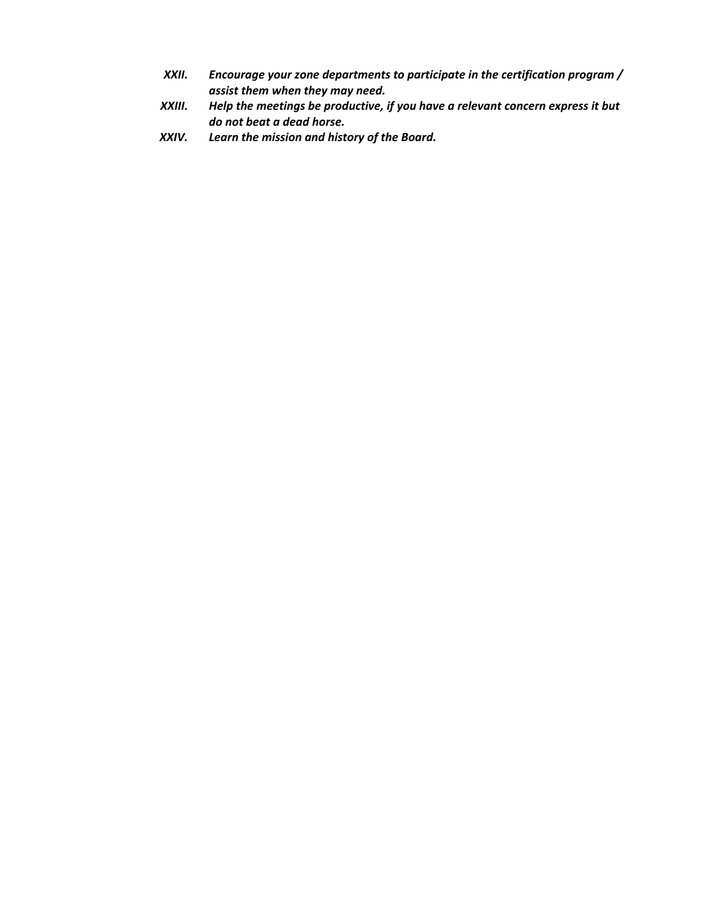XXII. ***Encourage your zone departments to participate in the certification program / assist them when they may need.***

XXIII. ***Help the meetings be productive, if you have a relevant concern express it but do not beat a dead horse.***

XXIV. ***Learn the mission and history of the Board.***